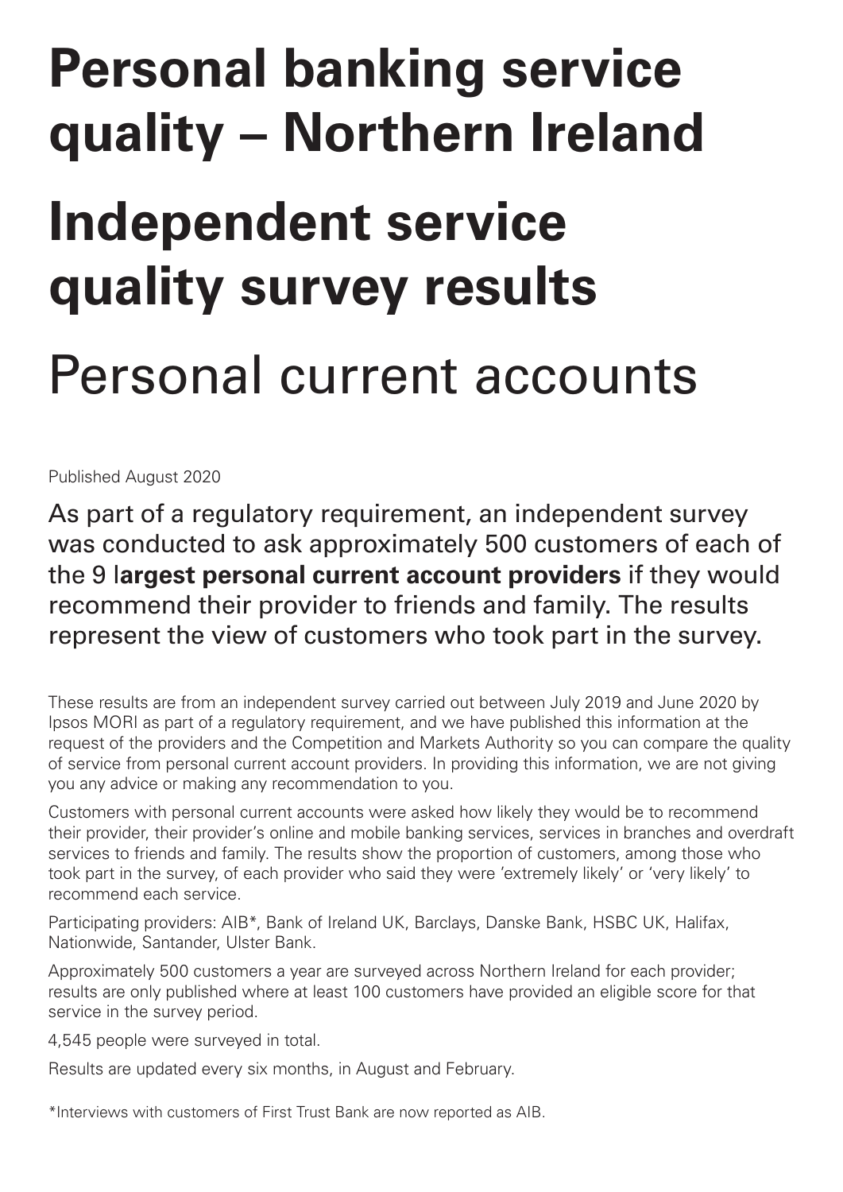# Personal banking service quality – Northern Ireland

# Independent service quality survey results

## Personal current accounts

Published August 2020

As part of a regulatory requirement, an independent survey was conducted to ask approximately 500 customers of each of the 9 l**argest personal current account providers** if they would recommend their provider to friends and family. The results represent the view of customers who took part in the survey.

These results are from an independent survey carried out between July 2019 and June 2020 by Ipsos MORI as part of a regulatory requirement, and we have published this information at the request of the providers and the Competition and Markets Authority so you can compare the quality of service from personal current account providers. In providing this information, we are not giving you any advice or making any recommendation to you.

Customers with personal current accounts were asked how likely they would be to recommend their provider, their provider's online and mobile banking services, services in branches and overdraft services to friends and family. The results show the proportion of customers, among those who took part in the survey, of each provider who said they were 'extremely likely' or 'very likely' to recommend each service.

Participating providers: AIB*, Bank of Ireland UK, Barclays, Danske Bank, HSBC UK, Halifax, Nationwide, Santander, Ulster Bank.

Approximately 500 customers a year are surveyed across Northern Ireland for each provider; results are only published where at least 100 customers have provided an eligible score for that service in the survey period.

4,545 people were surveyed in total.

Results are updated every six months, in August and February.

*Interviews with customers of First Trust Bank are now reported as AIB.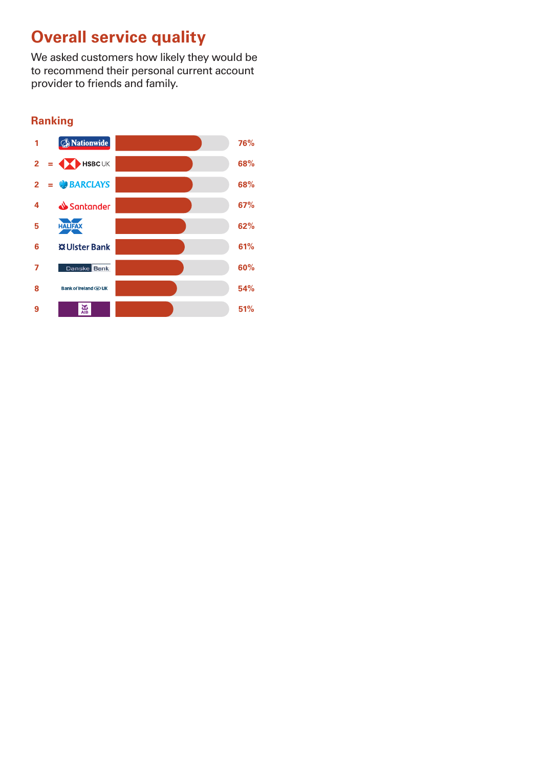# Overall service quality

We asked customers how likely they would be to recommend their personal current account provider to friends and family.

## Ranking

| Rank | Provider | Score |
|---|---|---|
| 1 | Nationwide | 76% |
| 2 = | HSBC UK | 68% |
| 2 = | Barclays | 68% |
| 4 | Santander | 67% |
| 5 | Halifax | 62% |
| 6 | Ulster Bank | 61% |
| 7 | Danske Bank | 60% |
| 8 | Bank of Ireland UK | 54% |
| 9 | AIB | 51% |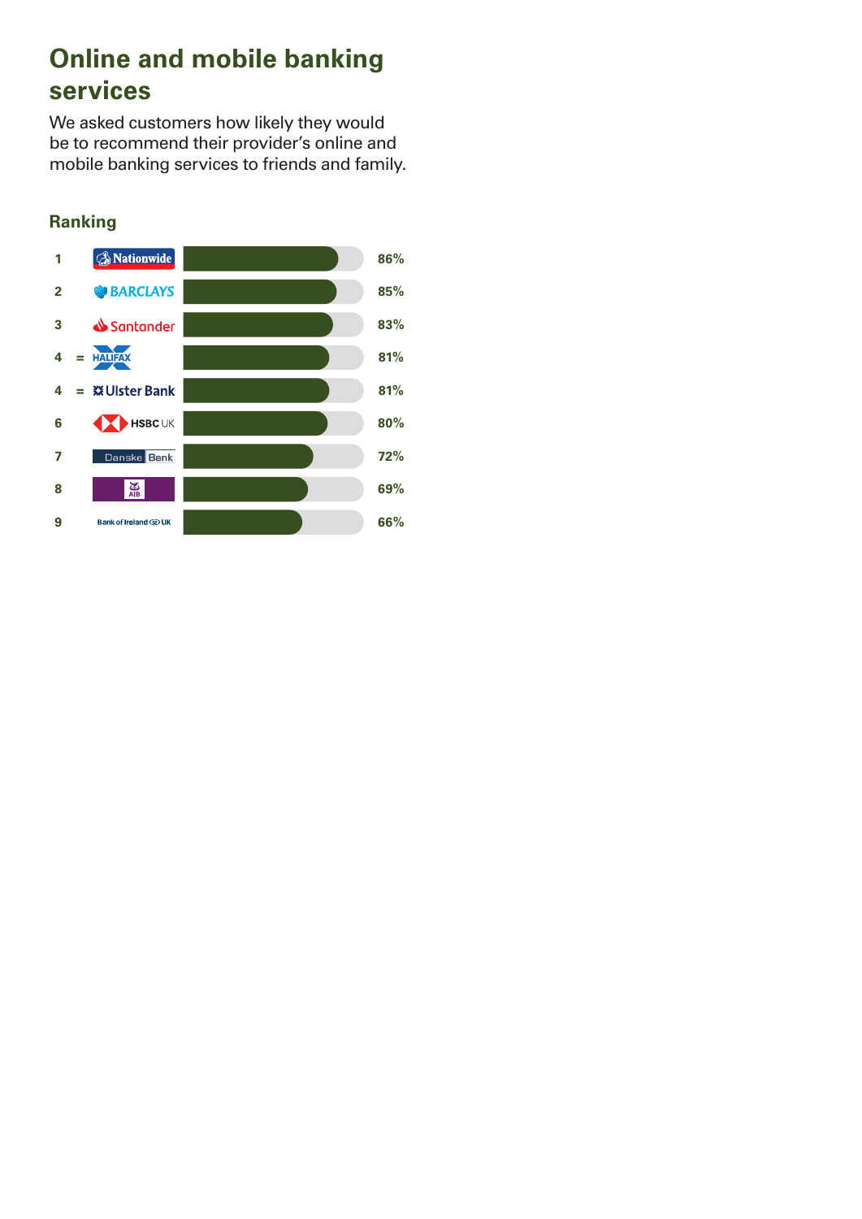## Online and mobile banking services

We asked customers how likely they would be to recommend their provider's online and mobile banking services to friends and family.

### Ranking

| Rank | Provider | Score |
|---|---|---|
| 1 | Nationwide | 86% |
| 2 | Barclays | 85% |
| 3 | Santander | 83% |
| 4 = | Halifax | 81% |
| 4 = | Ulster Bank | 81% |
| 6 | HSBC UK | 80% |
| 7 | Danske Bank | 72% |
| 8 | AIB | 69% |
| 9 | Bank of Ireland UK | 66% |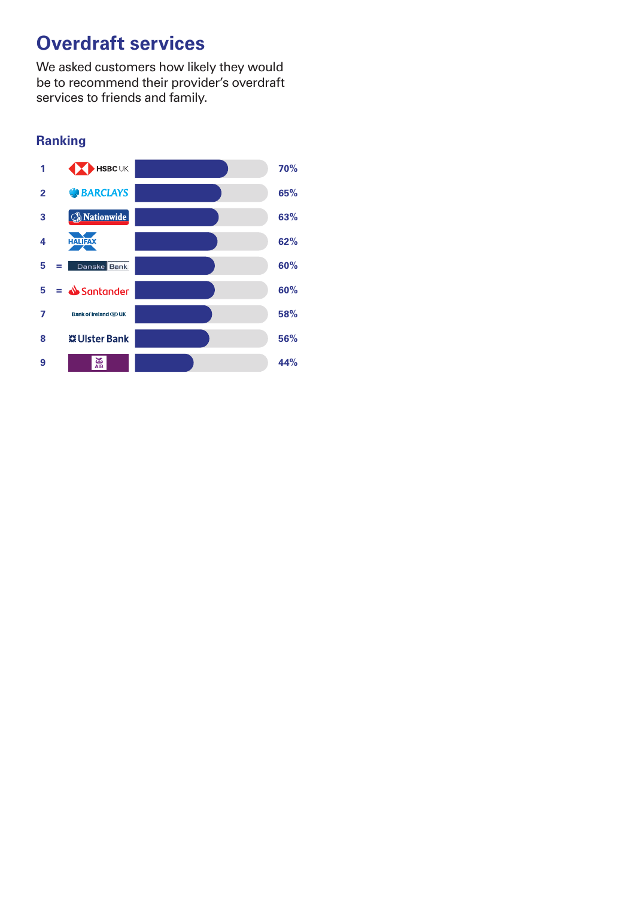# Overdraft services

We asked customers how likely they would be to recommend their provider's overdraft services to friends and family.

## Ranking

| Rank | Provider | Score |
|---|---|---|
| 1 | HSBC UK | 70% |
| 2 | BARCLAYS | 65% |
| 3 | Nationwide | 63% |
| 4 | HALIFAX | 62% |
| 5 = | Danske Bank | 60% |
| 5 = | Santander | 60% |
| 7 | Bank of Ireland UK | 58% |
| 8 | Ulster Bank | 56% |
| 9 | AIB | 44% |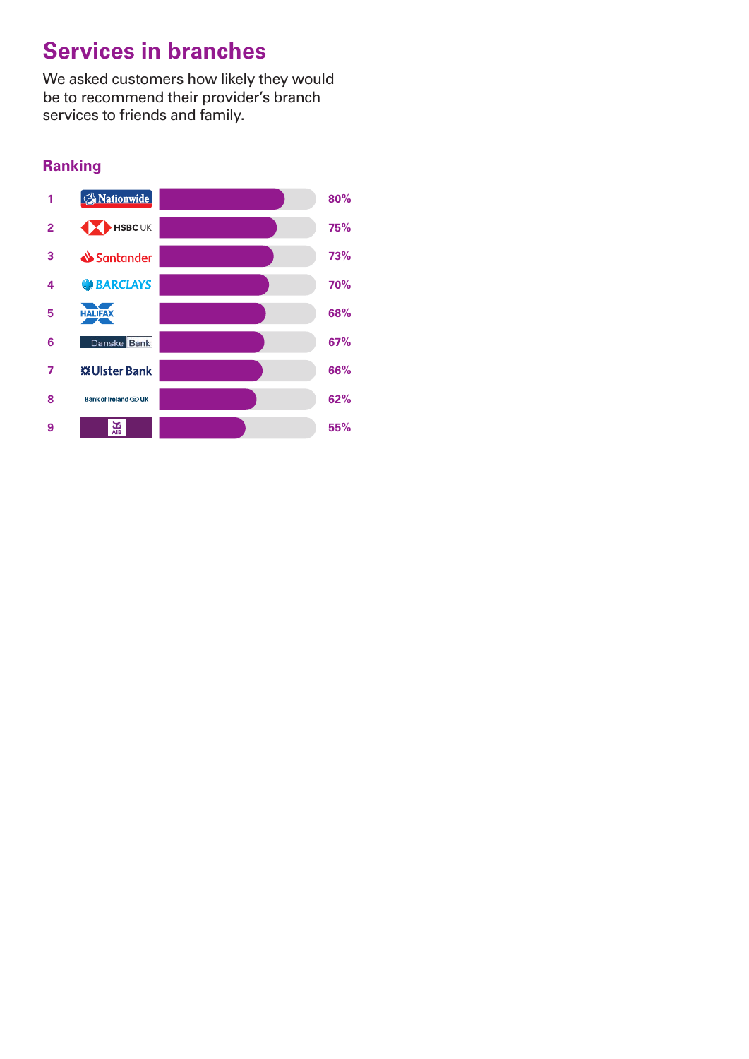# Services in branches

We asked customers how likely they would be to recommend their provider's branch services to friends and family.

## Ranking

1 Nationwide 80%

2 HSBC UK 75%

3 Santander 73%

4 Barclays 70%

5 Halifax 68%

6 Danske Bank 67%

7 Ulster Bank 66%

8 Bank of Ireland UK 62%

9 AIB 55%